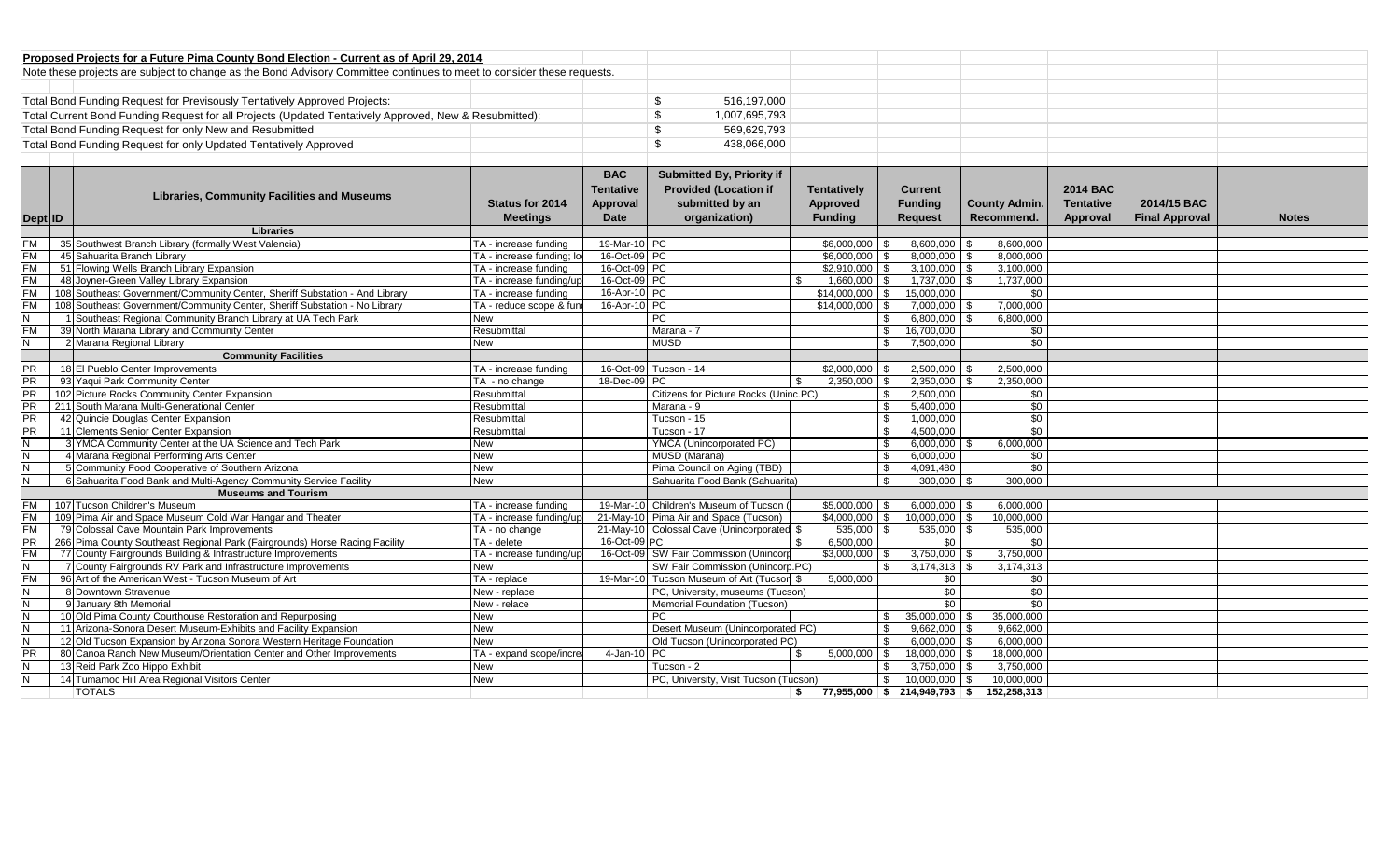**Proposed Projects for a Future Pima County Bond Election - Current as of April 29, 2014**

Note these projects are subject to change as the Bond Advisory Committee continues to meet to consider these requests.

| | |
|---|---|
| Total Bond Funding Request for Previsously Tentatively Approved Projects: | $ 516,197,000 |
| Total Current Bond Funding Request for all Projects (Updated Tentatively Approved, New & Resubmitted): | $ 1,007,695,793 |
| Total Bond Funding Request for only New and Resubmitted | $ 569,629,793 |
| Total Bond Funding Request for only Updated Tentatively Approved | $ 438,066,000 |

| Dept | ID | Libraries, Community Facilities and Museums | Status for 2014 Meetings | BAC Tentative Approval Date | Submitted By, Priority if Provided (Location if submitted by an organization) | Tentatively Approved Funding | Current Funding Request | County Admin. Recommend. | 2014 BAC Tentative Approval | 2014/15 BAC Final Approval | Notes |
|---|---|---|---|---|---|---|---|---|---|---|---|
| | | **Libraries** | | | | | | | | | |
| FM | 35 | Southwest Branch Library (formally West Valencia) | TA - increase funding | 19-Mar-10 | PC | $6,000,000 | $ 8,600,000 | $ 8,600,000 | | | |
| FM | 45 | Sahuarita Branch Library | TA - increase funding; lo | 16-Oct-09 | PC | $6,000,000 | $ 8,000,000 | $ 8,000,000 | | | |
| FM | 51 | Flowing Wells Branch Library Expansion | TA - increase funding | 16-Oct-09 | PC | $2,910,000 | $ 3,100,000 | $ 3,100,000 | | | |
| FM | 48 | Joyner-Green Valley Library Expansion | TA - increase funding/up | 16-Oct-09 | PC | $ 1,660,000 | $ 1,737,000 | $ 1,737,000 | | | |
| FM | 108 | Southeast Government/Community Center, Sheriff Substation - And Library | TA - increase funding | 16-Apr-10 | PC | $14,000,000 | $ 15,000,000 | $0 | | | |
| FM | 108 | Southeast Government/Community Center, Sheriff Substation - No Library | TA - reduce scope & fun | 16-Apr-10 | PC | $14,000,000 | $ 7,000,000 | $ 7,000,000 | | | |
| N | 1 | Southeast Regional Community Branch Library at UA Tech Park | New | | PC | | $ 6,800,000 | $ 6,800,000 | | | |
| FM | 39 | North Marana Library and Community Center | Resubmittal | | Marana - 7 | | $ 16,700,000 | $0 | | | |
| N | 2 | Marana Regional Library | New | | MUSD | | $ 7,500,000 | $0 | | | |
| | | **Community Facilities** | | | | | | | | | |
| PR | 18 | El Pueblo Center Improvements | TA - increase funding | 16-Oct-09 | Tucson - 14 | $2,000,000 | $ 2,500,000 | $ 2,500,000 | | | |
| PR | 93 | Yaqui Park Community Center | TA - no change | 18-Dec-09 | PC | $ 2,350,000 | $ 2,350,000 | $ 2,350,000 | | | |
| PR | 102 | Picture Rocks Community Center Expansion | Resubmittal | | Citizens for Picture Rocks (Uninc.PC) | | $ 2,500,000 | $0 | | | |
| PR | 211 | South Marana Multi-Generational Center | Resubmittal | | Marana - 9 | | $ 5,400,000 | $0 | | | |
| PR | 42 | Quincie Douglas Center Expansion | Resubmittal | | Tucson - 15 | | $ 1,000,000 | $0 | | | |
| PR | 11 | Clements Senior Center Expansion | Resubmittal | | Tucson - 17 | | $ 4,500,000 | $0 | | | |
| N | 3 | YMCA Community Center at the UA Science and Tech Park | New | | YMCA (Unincorporated PC) | | $ 6,000,000 | $ 6,000,000 | | | |
| N | 4 | Marana Regional Performing Arts Center | New | | MUSD (Marana) | | $ 6,000,000 | $0 | | | |
| N | 5 | Community Food Cooperative of Southern Arizona | New | | Pima Council on Aging (TBD) | | $ 4,091,480 | $0 | | | |
| N | 6 | Sahuarita Food Bank and Multi-Agency Community Service Facility | New | | Sahuarita Food Bank (Sahuarita) | | $ 300,000 | $ 300,000 | | | |
| | | **Museums and Tourism** | | | | | | | | | |
| FM | 107 | Tucson Children's Museum | TA - increase funding | 19-Mar-10 | Children's Museum of Tucson ( | $5,000,000 | $ 6,000,000 | $ 6,000,000 | | | |
| FM | 109 | Pima Air and Space Museum Cold War Hangar and Theater | TA - increase funding/up | 21-May-10 | Pima Air and Space (Tucson) | $4,000,000 | $ 10,000,000 | $ 10,000,000 | | | |
| FM | 79 | Colossal Cave Mountain Park Improvements | TA - no change | 21-May-10 | Colossal Cave (Unincorporated | $ 535,000 | $ 535,000 | $ 535,000 | | | |
| PR | 266 | Pima County Southeast Regional Park (Fairgrounds) Horse Racing Facility | TA - delete | 16-Oct-09 | PC | $ 6,500,000 | $0 | $0 | | | |
| FM | 77 | County Fairgrounds Building & Infrastructure Improvements | TA - increase funding/up | 16-Oct-09 | SW Fair Commission (Unincorp | $3,000,000 | $ 3,750,000 | $ 3,750,000 | | | |
| N | 7 | County Fairgrounds RV Park and Infrastructure Improvements | New | | SW Fair Commission (Unincorp.PC) | | $ 3,174,313 | $ 3,174,313 | | | |
| FM | 96 | Art of the American West - Tucson Museum of Art | TA - replace | 19-Mar-10 | Tucson Museum of Art (Tucson | $ 5,000,000 | $0 | $0 | | | |
| N | 8 | Downtown Stravenue | New - replace | | PC, University, museums (Tucson) | | $0 | $0 | | | |
| N | 9 | January 8th Memorial | New - relace | | Memorial Foundation (Tucson) | | $0 | $0 | | | |
| N | 10 | Old Pima County Courthouse Restoration and Repurposing | New | | PC | | $ 35,000,000 | $ 35,000,000 | | | |
| N | 11 | Arizona-Sonora Desert Museum-Exhibits and Facility Expansion | New | | Desert Museum (Unincorporated PC) | | $ 9,662,000 | $ 9,662,000 | | | |
| N | 12 | Old Tucson Expansion by Arizona Sonora Western Heritage Foundation | New | | Old Tucson (Unincorporated PC) | | $ 6,000,000 | $ 6,000,000 | | | |
| PR | 80 | Canoa Ranch New Museum/Orientation Center and Other Improvements | TA - expand scope/incre | 4-Jan-10 | PC | $ 5,000,000 | $ 18,000,000 | $ 18,000,000 | | | |
| N | 13 | Reid Park Zoo Hippo Exhibit | New | | Tucson - 2 | | $ 3,750,000 | $ 3,750,000 | | | |
| N | 14 | Tumamoc Hill Area Regional Visitors Center | New | | PC, University, Visit Tucson (Tucson) | | $ 10,000,000 | $ 10,000,000 | | | |
| | | TOTALS | | | | $ 77,955,000 | $ 214,949,793 | $ 152,258,313 | | | |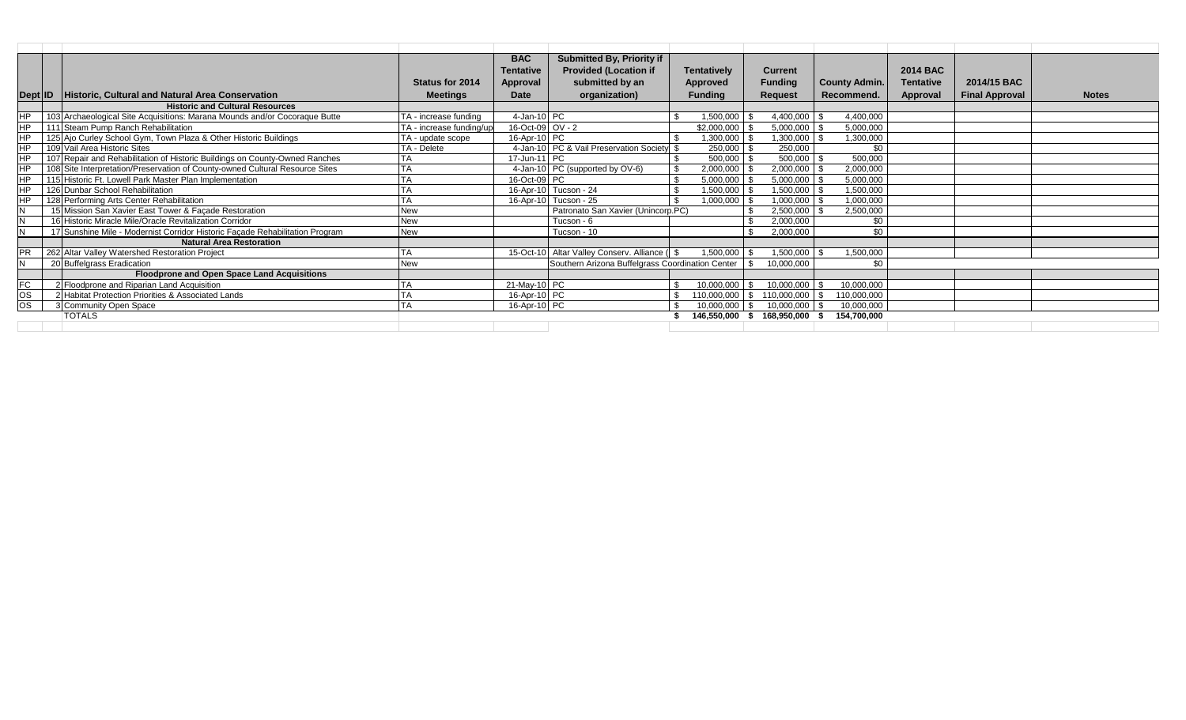| Dept | ID | Historic, Cultural and Natural Area Conservation | Status for 2014 Meetings | BAC Tentative Approval Date | Submitted By, Priority if Provided (Location if submitted by an organization) | Tentatively Approved Funding | Current Funding Request | County Admin. Recommend. | 2014 BAC Tentative Approval | 2014/15 BAC Final Approval | Notes |
|---|---|---|---|---|---|---|---|---|---|---|---|
| | | **Historic and Cultural Resources** | | | | | | | | | |
| HP | 103 | Archaeological Site Acquisitions: Marana Mounds and/or Cocoraque Butte | TA - increase funding | 4-Jan-10 | PC | $ 1,500,000 | $ 4,400,000 | $ 4,400,000 | | | |
| HP | 111 | Steam Pump Ranch Rehabilitation | TA - increase funding/up | 16-Oct-09 | OV - 2 | $2,000,000 | $ 5,000,000 | $ 5,000,000 | | | |
| HP | 125 | Ajo Curley School Gym, Town Plaza & Other Historic Buildings | TA - update scope | 16-Apr-10 | PC | $ 1,300,000 | $ 1,300,000 | $ 1,300,000 | | | |
| HP | 109 | Vail Area Historic Sites | TA - Delete | 4-Jan-10 | PC & Vail Preservation Society | $ 250,000 | $ 250,000 | $0 | | | |
| HP | 107 | Repair and Rehabilitation of Historic Buildings on County-Owned Ranches | TA | 17-Jun-11 | PC | $ 500,000 | $ 500,000 | $ 500,000 | | | |
| HP | 108 | Site Interpretation/Preservation of County-owned Cultural Resource Sites | TA | 4-Jan-10 | PC (supported by OV-6) | $ 2,000,000 | $ 2,000,000 | $ 2,000,000 | | | |
| HP | 115 | Historic Ft. Lowell Park Master Plan Implementation | TA | 16-Oct-09 | PC | $ 5,000,000 | $ 5,000,000 | $ 5,000,000 | | | |
| HP | 126 | Dunbar School Rehabilitation | TA | 16-Apr-10 | Tucson - 24 | $ 1,500,000 | $ 1,500,000 | $ 1,500,000 | | | |
| HP | 128 | Performing Arts Center Rehabilitation | TA | 16-Apr-10 | Tucson - 25 | $ 1,000,000 | $ 1,000,000 | $ 1,000,000 | | | |
| N | 15 | Mission San Xavier East Tower & Façade Restoration | New | | Patronato San Xavier (Unincorp.PC) | | $ 2,500,000 | $ 2,500,000 | | | |
| N | 16 | Historic Miracle Mile/Oracle Revitalization Corridor | New | | Tucson - 6 | | $ 2,000,000 | $0 | | | |
| N | 17 | Sunshine Mile - Modernist Corridor Historic Façade Rehabilitation Program | New | | Tucson - 10 | | $ 2,000,000 | $0 | | | |
| | | **Natural Area Restoration** | | | | | | | | | |
| PR | 262 | Altar Valley Watershed Restoration Project | TA | 15-Oct-10 | Altar Valley Conserv. Alliance ( | $ 1,500,000 | $ 1,500,000 | $ 1,500,000 | | | |
| N | 20 | Buffelgrass Eradication | New | | Southern Arizona Buffelgrass Coordination Center | | $ 10,000,000 | $0 | | | |
| | | **Floodprone and Open Space Land Acquisitions** | | | | | | | | | |
| FC | 2 | Floodprone and Riparian Land Acquisition | TA | 21-May-10 | PC | $ 10,000,000 | $ 10,000,000 | $ 10,000,000 | | | |
| OS | 2 | Habitat Protection Priorities & Associated Lands | TA | 16-Apr-10 | PC | $ 110,000,000 | $ 110,000,000 | $ 110,000,000 | | | |
| OS | 3 | Community Open Space | TA | 16-Apr-10 | PC | $ 10,000,000 | $ 10,000,000 | $ 10,000,000 | | | |
| | | TOTALS | | | | **$ 146,550,000** | **$ 168,950,000** | **$ 154,700,000** | | | |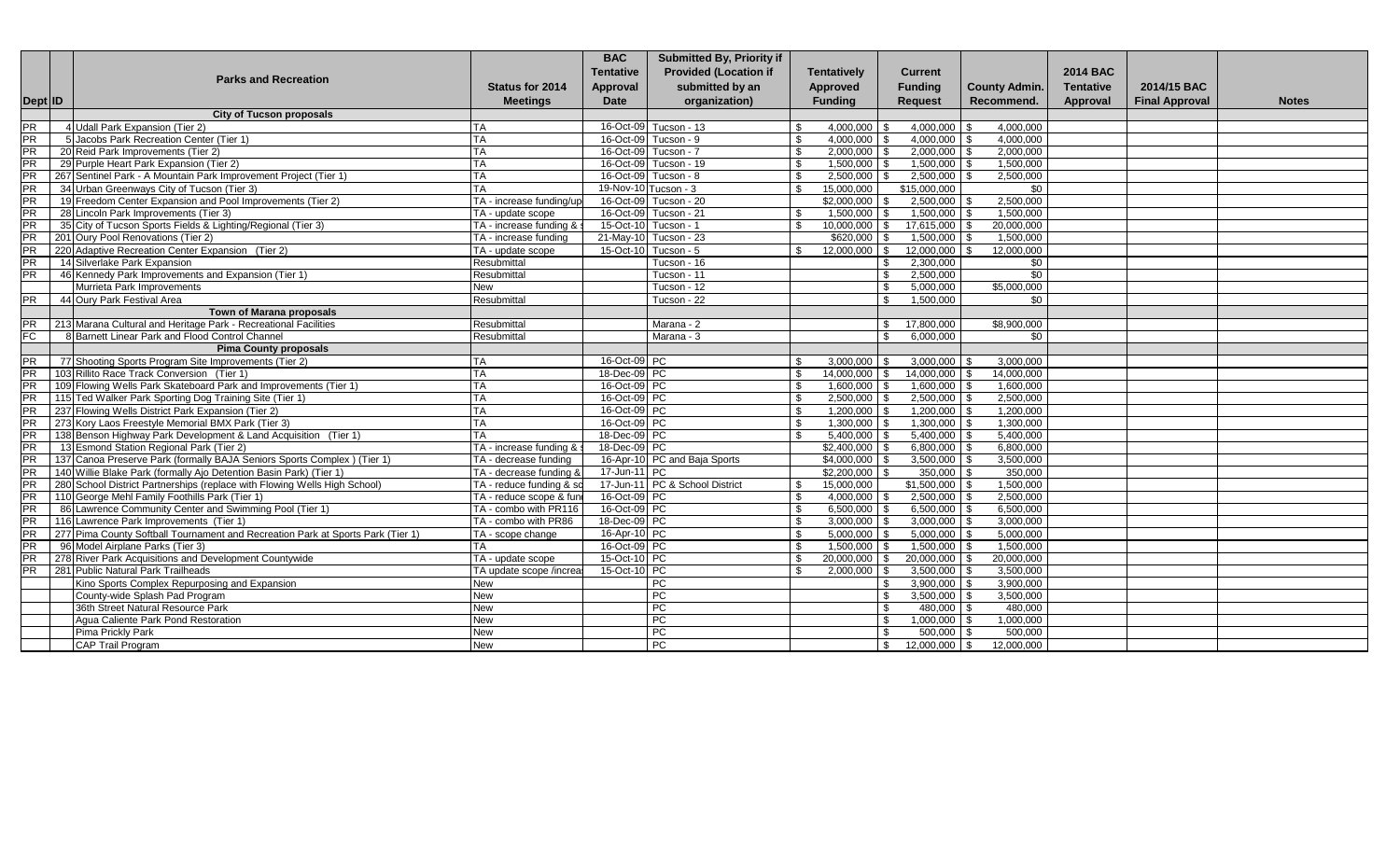| Dept | ID | Parks and Recreation | Status for 2014 Meetings | BAC Tentative Approval Date | Submitted By, Priority if Provided (Location if submitted by an organization) | Tentatively Approved Funding | Current Funding Request | County Admin. Recommend. | 2014 BAC Tentative Approval | 2014/15 BAC Final Approval | Notes |
|---|---|---|---|---|---|---|---|---|---|---|---|
| | | **City of Tucson proposals** | | | | | | | | | |
| PR | 4 | Udall Park Expansion (Tier 2) | TA | 16-Oct-09 | Tucson - 13 | $ 4,000,000 | $ 4,000,000 | $ 4,000,000 | | | |
| PR | 5 | Jacobs Park Recreation Center (Tier 1) | TA | 16-Oct-09 | Tucson - 9 | $ 4,000,000 | $ 4,000,000 | $ 4,000,000 | | | |
| PR | 20 | Reid Park Improvements (Tier 2) | TA | 16-Oct-09 | Tucson - 7 | $ 2,000,000 | $ 2,000,000 | $ 2,000,000 | | | |
| PR | 29 | Purple Heart Park Expansion (Tier 2) | TA | 16-Oct-09 | Tucson - 19 | $ 1,500,000 | $ 1,500,000 | $ 1,500,000 | | | |
| PR | 267 | Sentinel Park - A Mountain Park Improvement Project (Tier 1) | TA | 16-Oct-09 | Tucson - 8 | $ 2,500,000 | $ 2,500,000 | $ 2,500,000 | | | |
| PR | 34 | Urban Greenways City of Tucson (Tier 3) | TA | 19-Nov-10 | Tucson - 3 | $ 15,000,000 | $15,000,000 | $0 | | | |
| PR | 19 | Freedom Center Expansion and Pool Improvements (Tier 2) | TA - increase funding/up | 16-Oct-09 | Tucson - 20 | $2,000,000 | $ 2,500,000 | $ 2,500,000 | | | |
| PR | 28 | Lincoln Park Improvements (Tier 3) | TA - update scope | 16-Oct-09 | Tucson - 21 | $ 1,500,000 | $ 1,500,000 | $ 1,500,000 | | | |
| PR | 35 | City of Tucson Sports Fields & Lighting/Regional (Tier 3) | TA - increase funding & | 15-Oct-10 | Tucson - 1 | $ 10,000,000 | $ 17,615,000 | $ 20,000,000 | | | |
| PR | 201 | Oury Pool Renovations (Tier 2) | TA - increase funding | 21-May-10 | Tucson - 23 | $620,000 | $ 1,500,000 | $ 1,500,000 | | | |
| PR | 220 | Adaptive Recreation Center Expansion (Tier 2) | TA - update scope | 15-Oct-10 | Tucson - 5 | $ 12,000,000 | $ 12,000,000 | $ 12,000,000 | | | |
| PR | 14 | Silverlake Park Expansion | Resubmittal | | Tucson - 16 | | $ 2,300,000 | $0 | | | |
| PR | 46 | Kennedy Park Improvements and Expansion (Tier 1) | Resubmittal | | Tucson - 11 | | $ 2,500,000 | $0 | | | |
| | | Murrieta Park Improvements | New | | Tucson - 12 | | $ 5,000,000 | $5,000,000 | | | |
| PR | 44 | Oury Park Festival Area | Resubmittal | | Tucson - 22 | | $ 1,500,000 | $0 | | | |
| | | **Town of Marana proposals** | | | | | | | | | |
| PR | 213 | Marana Cultural and Heritage Park - Recreational Facilities | Resubmittal | | Marana - 2 | | $ 17,800,000 | $8,900,000 | | | |
| FC | 8 | Barnett Linear Park and Flood Control Channel | Resubmittal | | Marana - 3 | | $ 6,000,000 | $0 | | | |
| | | **Pima County proposals** | | | | | | | | | |
| PR | 77 | Shooting Sports Program Site Improvements (Tier 2) | TA | 16-Oct-09 | PC | $ 3,000,000 | $ 3,000,000 | $ 3,000,000 | | | |
| PR | 103 | Rillito Race Track Conversion (Tier 1) | TA | 18-Dec-09 | PC | $ 14,000,000 | $ 14,000,000 | $ 14,000,000 | | | |
| PR | 109 | Flowing Wells Park Skateboard Park and Improvements (Tier 1) | TA | 16-Oct-09 | PC | $ 1,600,000 | $ 1,600,000 | $ 1,600,000 | | | |
| PR | 115 | Ted Walker Park Sporting Dog Training Site (Tier 1) | TA | 16-Oct-09 | PC | $ 2,500,000 | $ 2,500,000 | $ 2,500,000 | | | |
| PR | 237 | Flowing Wells District Park Expansion (Tier 2) | TA | 16-Oct-09 | PC | $ 1,200,000 | $ 1,200,000 | $ 1,200,000 | | | |
| PR | 273 | Kory Laos Freestyle Memorial BMX Park (Tier 3) | TA | 16-Oct-09 | PC | $ 1,300,000 | $ 1,300,000 | $ 1,300,000 | | | |
| PR | 138 | Benson Highway Park Development & Land Acquisition (Tier 1) | TA | 18-Dec-09 | PC | $ 5,400,000 | $ 5,400,000 | $ 5,400,000 | | | |
| PR | 13 | Esmond Station Regional Park (Tier 2) | TA - increase funding & | 18-Dec-09 | PC | $2,400,000 | $ 6,800,000 | $ 6,800,000 | | | |
| PR | 137 | Canoa Preserve Park (formally BAJA Seniors Sports Complex ) (Tier 1) | TA - decrease funding | 16-Apr-10 | PC and Baja Sports | $4,000,000 | $ 3,500,000 | $ 3,500,000 | | | |
| PR | 140 | Willie Blake Park (formally Ajo Detention Basin Park) (Tier 1) | TA - decrease funding & | 17-Jun-11 | PC | $2,200,000 | $ 350,000 | $ 350,000 | | | |
| PR | 280 | School District Partnerships (replace with Flowing Wells High School) | TA - reduce funding & sc | 17-Jun-11 | PC & School District | $ 15,000,000 | $1,500,000 | $ 1,500,000 | | | |
| PR | 110 | George Mehl Family Foothills Park (Tier 1) | TA - reduce scope & fun | 16-Oct-09 | PC | $ 4,000,000 | $ 2,500,000 | $ 2,500,000 | | | |
| PR | 86 | Lawrence Community Center and Swimming Pool (Tier 1) | TA - combo with PR116 | 16-Oct-09 | PC | $ 6,500,000 | $ 6,500,000 | $ 6,500,000 | | | |
| PR | 116 | Lawrence Park Improvements (Tier 1) | TA - combo with PR86 | 18-Dec-09 | PC | $ 3,000,000 | $ 3,000,000 | $ 3,000,000 | | | |
| PR | 277 | Pima County Softball Tournament and Recreation Park at Sports Park (Tier 1) | TA - scope change | 16-Apr-10 | PC | $ 5,000,000 | $ 5,000,000 | $ 5,000,000 | | | |
| PR | 96 | Model Airplane Parks (Tier 3) | TA | 16-Oct-09 | PC | $ 1,500,000 | $ 1,500,000 | $ 1,500,000 | | | |
| PR | 278 | River Park Acquisitions and Development Countywide | TA - update scope | 15-Oct-10 | PC | $ 20,000,000 | $ 20,000,000 | $ 20,000,000 | | | |
| PR | 281 | Public Natural Park Trailheads | TA update scope /increa | 15-Oct-10 | PC | $ 2,000,000 | $ 3,500,000 | $ 3,500,000 | | | |
| | | Kino Sports Complex Repurposing and Expansion | New | | PC | | $ 3,900,000 | $ 3,900,000 | | | |
| | | County-wide Splash Pad Program | New | | PC | | $ 3,500,000 | $ 3,500,000 | | | |
| | | 36th Street Natural Resource Park | New | | PC | | $ 480,000 | $ 480,000 | | | |
| | | Agua Caliente Park Pond Restoration | New | | PC | | $ 1,000,000 | $ 1,000,000 | | | |
| | | Pima Prickly Park | New | | PC | | $ 500,000 | $ 500,000 | | | |
| | | CAP Trail Program | New | | PC | | $ 12,000,000 | $ 12,000,000 | | | |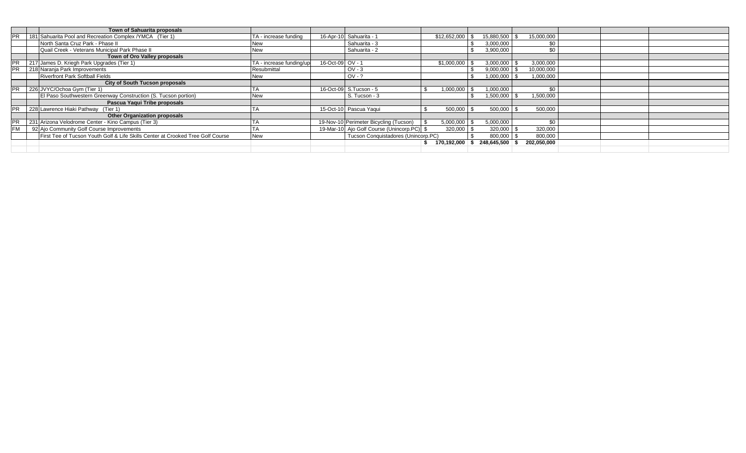| | | | | | | | | | | | |
|---|---|---|---|---|---|---|---|---|---|---|---|
| | | **Town of Sahuarita proposals** | | | | | | | | | |
| PR | 181 | Sahuarita Pool and Recreation Complex /YMCA (Tier 1) | TA - increase funding | 16-Apr-10 | Sahuarita - 1 | $12,652,000 | $ 15,880,500 | $ 15,000,000 | | | |
| | | North Santa Cruz Park - Phase II | New | | Sahuarita - 3 | | $ 3,000,000 | $0 | | | |
| | | Quail Creek - Veterans Municipal Park Phase II | New | | Sahuarita - 2 | | $ 3,900,000 | $0 | | | |
| | | **Town of Oro Valley proposals** | | | | | | | | | |
| PR | 217 | James D. Kriegh Park Upgrades (Tier 1) | TA - increase funding/up | 16-Oct-09 | OV - 1 | $1,000,000 | $ 3,000,000 | $ 3,000,000 | | | |
| PR | 218 | Naranja Park Improvements | Resubmittal | | OV - 3 | | $ 9,000,000 | $ 10,000,000 | | | |
| | | Riverfront Park Softball Fields | New | | OV - ? | | $ 1,000,000 | $ 1,000,000 | | | |
| | | **City of South Tucson proposals** | | | | | | | | | |
| PR | 226 | JVYC/Ochoa Gym (Tier 1) | TA | 16-Oct-09 | S.Tucson - 5 | $ 1,000,000 | $ 1,000,000 | $0 | | | |
| | | El Paso Southwestern Greenway Construction (S. Tucson portion) | New | | S. Tucson - 3 | | $ 1,500,000 | $ 1,500,000 | | | |
| | | **Pascua Yaqui Tribe proposals** | | | | | | | | | |
| PR | 228 | Lawrence Hiaki Pathway (Tier 1) | TA | 15-Oct-10 | Pascua Yaqui | $ 500,000 | $ 500,000 | $ 500,000 | | | |
| | | **Other Organization proposals** | | | | | | | | | |
| PR | 231 | Arizona Velodrome Center - Kino Campus (Tier 3) | TA | 19-Nov-10 | Perimeter Bicycling (Tucson) | $ 5,000,000 | $ 5,000,000 | $0 | | | |
| FM | 92 | Ajo Community Golf Course Improvements | TA | 19-Mar-10 | Ajo Golf Course (Unincorp.PC) | $ 320,000 | $ 320,000 | $ 320,000 | | | |
| | | First Tee of Tucson Youth Golf & Life Skills Center at Crooked Tree Golf Course | New | | Tucson Conquistadores (Unincorp.PC) | | $ 800,000 | $ 800,000 | | | |
| | | | | | | **$ 170,192,000** | **$ 248,645,500** | **$ 202,050,000** | | | |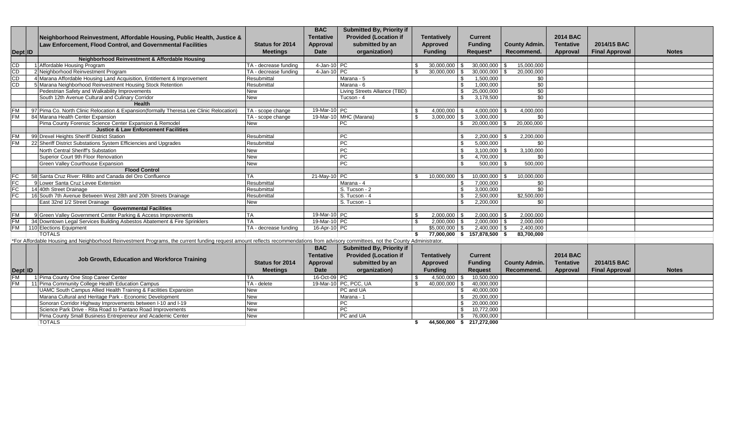| Dept | ID | Neighborhood Reinvestment, Affordable Housing, Public Health, Justice & Law Enforcement, Flood Control, and Governmental Facilities | Status for 2014 Meetings | BAC Tentative Approval Date | Submitted By, Priority if Provided (Location if submitted by an organization) | Tentatively Approved Funding | Current Funding Request* | County Admin. Recommend. | 2014 BAC Tentative Approval | 2014/15 BAC Final Approval | Notes |
|---|---|---|---|---|---|---|---|---|---|---|---|
| | | **Neighborhood Reinvestment & Affordable Housing** | | | | | | | | | |
| CD | 1 | Affordable Housing Program | TA - decrease funding | 4-Jan-10 | PC | $ 30,000,000 | $ 30,000,000 | $ 15,000,000 | | | |
| CD | 2 | Neighborhood Reinvestment Program | TA - decrease funding | 4-Jan-10 | PC | $ 30,000,000 | $ 30,000,000 | $ 20,000,000 | | | |
| CD | 4 | Marana Affordable Housing Land Acquisition, Entitlement & Improvement | Resubmittal | | Marana - 5 | | $ 1,500,000 | $0 | | | |
| CD | 5 | Marana Neighborhood Reinvestment Housing Stock Retention | Resubmittal | | Marana - 6 | | $ 1,000,000 | $0 | | | |
| | | Pedestrian Safety and Walkability Improvements | New | | Living Streets Alliance (TBD) | | $ 25,000,000 | $0 | | | |
| | | South 12th Avenue Cultural and Culinary Corridor | New | | Tucson - 4 | | $ 3,178,500 | $0 | | | |
| | | **Health** | | | | | | | | | |
| FM | 97 | Pima Co. North Clinic Relocation & Expansion(formally Theresa Lee Clinic Relocation) | TA - scope change | 19-Mar-10 | PC | $ 4,000,000 | $ 4,000,000 | $ 4,000,000 | | | |
| FM | 84 | Marana Health Center Expansion | TA - scope change | 19-Mar-10 | MHC (Marana) | $ 3,000,000 | $ 3,000,000 | $0 | | | |
| | | Pima County Forensic Science Center Expansion & Remodel | New | | PC | | $ 20,000,000 | $ 20,000,000 | | | |
| | | **Justice & Law Enforcement Facilities** | | | | | | | | | |
| FM | 99 | Drexel Heights Sheriff District Station | Resubmittal | | PC | | $ 2,200,000 | $ 2,200,000 | | | |
| FM | 22 | Sheriff District Substations System Efficiencies and Upgrades | Resubmittal | | PC | | $ 5,000,000 | $0 | | | |
| | | North Central Sheriff's Substation | New | | PC | | $ 3,100,000 | $ 3,100,000 | | | |
| | | Superior Court 9th Floor Renovation | New | | PC | | $ 4,700,000 | $0 | | | |
| | | Green Valley Courthouse Expansion | New | | PC | | $ 500,000 | $ 500,000 | | | |
| | | **Flood Control** | | | | | | | | | |
| FC | 58 | Santa Cruz River: Rillito and Canada del Oro Confluence | TA | 21-May-10 | PC | $ 10,000,000 | $ 10,000,000 | $ 10,000,000 | | | |
| FC | 9 | Lower Santa Cruz Levee Extension | Resubmittal | | Marana - 4 | | $ 7,000,000 | $0 | | | |
| FC | 14 | 40th Street Drainage | Resubmittal | | S. Tucson - 2 | | $ 3,000,000 | $0 | | | |
| FC | 16 | South 7th Avenue Between West 28th and 20th Streets Drainage | Resubmittal | | S. Tucson - 4 | | $ 2,500,000 | $2,500,000 | | | |
| | | East 32nd 1/2 Street Drainage | New | | S. Tucson - 1 | | $ 2,200,000 | $0 | | | |
| | | **Governmental Facilities** | | | | | | | | | |
| FM | 9 | Green Valley Government Center Parking & Access Improvements | TA | 19-Mar-10 | PC | $ 2,000,000 | $ 2,000,000 | $ 2,000,000 | | | |
| FM | 34 | Downtown Legal Services Building Asbestos Abatement & Fire Sprinklers | TA | 19-Mar-10 | PC | $ 2,000,000 | $ 2,000,000 | $ 2,000,000 | | | |
| FM | 110 | Elections Equipment | TA - decrease funding | 16-Apr-10 | PC | $5,000,000 | $ 2,400,000 | $ 2,400,000 | | | |
| | | TOTALS | | | | $ 77,000,000 | $ 157,878,500 | $ 83,700,000 | | | |

*For Affordable Housing and Neighborhood Reinvestment Programs, the current funding request amount reflects recommendations from advisory committees, not the County Administrator.

| Dept | ID | Job Growth, Education and Workforce Training | Status for 2014 Meetings | BAC Tentative Approval Date | Submitted By, Priority if Provided (Location if submitted by an organization) | Tentatively Approved Funding | Current Funding Request | County Admin. Recommend. | 2014 BAC Tentative Approval | 2014/15 BAC Final Approval | Notes |
|---|---|---|---|---|---|---|---|---|---|---|---|
| FM | 1 | Pima County One Stop Career Center | TA | 16-Oct-09 | PC | $ 4,500,000 | $ 10,500,000 | | | | |
| FM | 11 | Pima Community College Health Education Campus | TA - delete | 19-Mar-10 | PC, PCC, UA | $ 40,000,000 | $ 40,000,000 | | | | |
| | | UAMC South Campus Allied Health Training & Facilities Expansion | New | | PC and UA | | $ 40,000,000 | | | | |
| | | Marana Cultural and Heritage Park - Economic Development | New | | Marana - 1 | | $ 20,000,000 | | | | |
| | | Sonoran Corridor Highway Improvements between I-10 and I-19 | New | | PC | | $ 20,000,000 | | | | |
| | | Science Park Drive - Rita Road to Pantano Road Improvements | New | | PC | | $ 10,772,000 | | | | |
| | | Pima County Small Business Entrepreneur and Academic Center | New | | PC and UA | | $ 76,000,000 | | | | |
| | | TOTALS | | | | $ 44,500,000 | $ 217,272,000 | | | | |